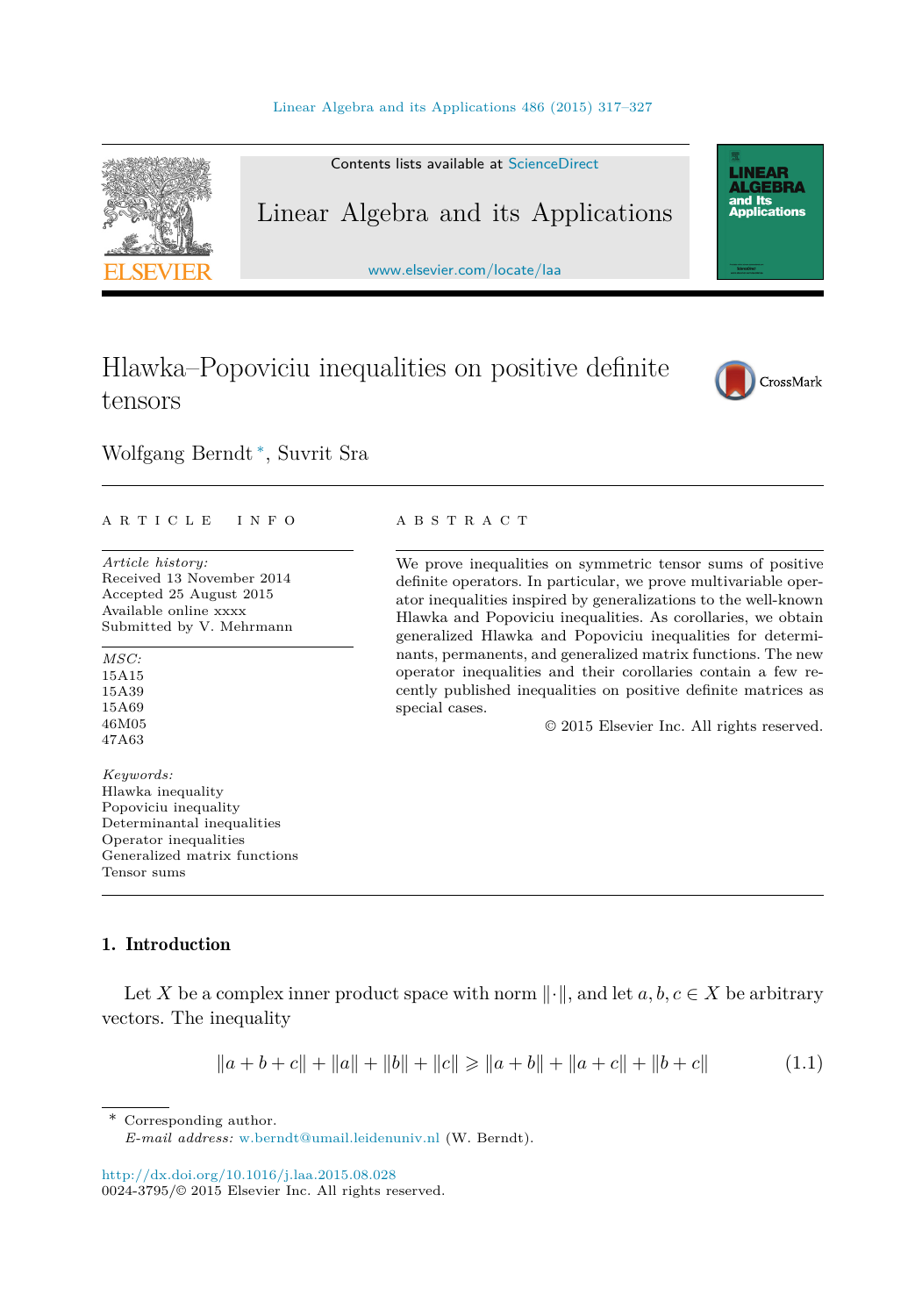# Hlawka–Popoviciu inequalities on positive definite tensors

Wolfgang Berndt *, Suvrit Sra

**ARTICLE INFO**

*Article history:*
Received 13 November 2014
Accepted 25 August 2015
Available online xxxx
Submitted by V. Mehrmann

*MSC:*
15A15
15A39
15A69
46M05
47A63

*Keywords:*
Hlawka inequality
Popoviciu inequality
Determinantal inequalities
Operator inequalities
Generalized matrix functions
Tensor sums

**ABSTRACT**

We prove inequalities on symmetric tensor sums of positive definite operators. In particular, we prove multivariable operator inequalities inspired by generalizations to the well-known Hlawka and Popoviciu inequalities. As corollaries, we obtain generalized Hlawka and Popoviciu inequalities for determinants, permanents, and generalized matrix functions. The new operator inequalities and their corollaries contain a few recently published inequalities on positive definite matrices as special cases.

© 2015 Elsevier Inc. All rights reserved.

## 1. Introduction

Let $X$ be a complex inner product space with norm $\|\cdot\|$, and let $a, b, c \in X$ be arbitrary vectors. The inequality

$$\|a+b+c\| + \|a\| + \|b\| + \|c\| \geqslant \|a+b\| + \|a+c\| + \|b+c\| \tag{1.1}$$

* Corresponding author.
*E-mail address:* w.berndt@umail.leidenuniv.nl (W. Berndt).

http://dx.doi.org/10.1016/j.laa.2015.08.028
0024-3795/© 2015 Elsevier Inc. All rights reserved.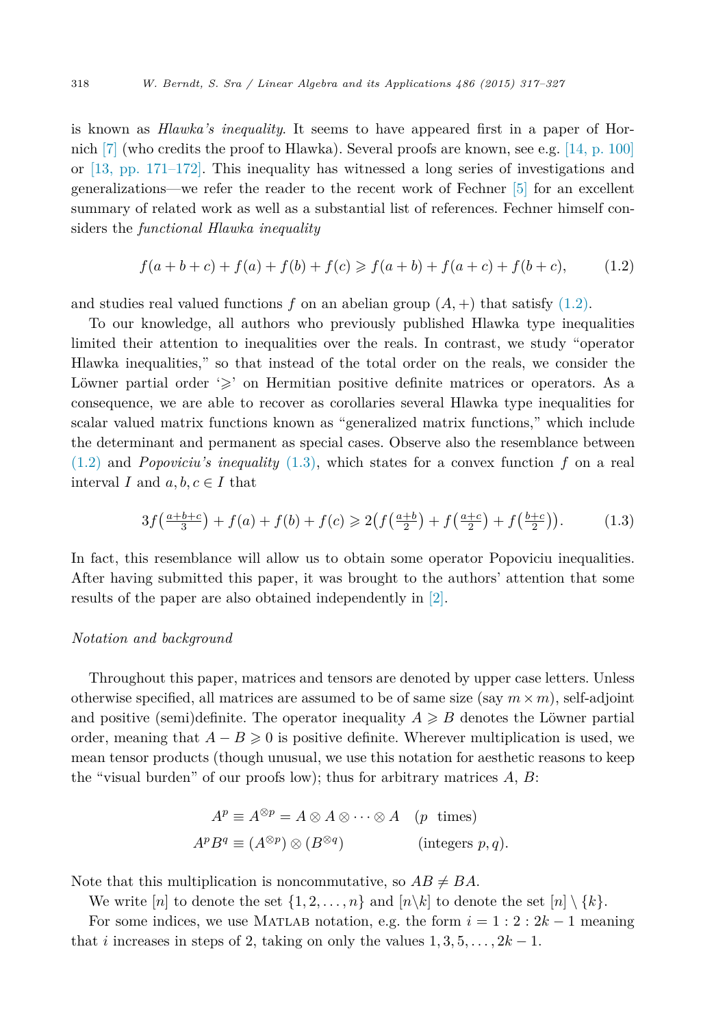is known as *Hlawka's inequality*. It seems to have appeared first in a paper of Hornich [7] (who credits the proof to Hlawka). Several proofs are known, see e.g. [14, p. 100] or [13, pp. 171–172]. This inequality has witnessed a long series of investigations and generalizations—we refer the reader to the recent work of Fechner [5] for an excellent summary of related work as well as a substantial list of references. Fechner himself considers the *functional Hlawka inequality*

$$f(a+b+c) + f(a) + f(b) + f(c) \geqslant f(a+b) + f(a+c) + f(b+c), \tag{1.2}$$

and studies real valued functions $f$ on an abelian group $(A, +)$ that satisfy (1.2).

To our knowledge, all authors who previously published Hlawka type inequalities limited their attention to inequalities over the reals. In contrast, we study "operator Hlawka inequalities," so that instead of the total order on the reals, we consider the Löwner partial order '$\geqslant$' on Hermitian positive definite matrices or operators. As a consequence, we are able to recover as corollaries several Hlawka type inequalities for scalar valued matrix functions known as "generalized matrix functions," which include the determinant and permanent as special cases. Observe also the resemblance between (1.2) and *Popoviciu's inequality* (1.3), which states for a convex function $f$ on a real interval $I$ and $a, b, c \in I$ that

$$3f\left(\tfrac{a+b+c}{3}\right) + f(a) + f(b) + f(c) \geqslant 2\left(f\left(\tfrac{a+b}{2}\right) + f\left(\tfrac{a+c}{2}\right) + f\left(\tfrac{b+c}{2}\right)\right). \tag{1.3}$$

In fact, this resemblance will allow us to obtain some operator Popoviciu inequalities. After having submitted this paper, it was brought to the authors' attention that some results of the paper are also obtained independently in [2].

*Notation and background*

Throughout this paper, matrices and tensors are denoted by upper case letters. Unless otherwise specified, all matrices are assumed to be of same size (say $m \times m$), self-adjoint and positive (semi)definite. The operator inequality $A \geqslant B$ denotes the Löwner partial order, meaning that $A - B \geqslant 0$ is positive definite. Wherever multiplication is used, we mean tensor products (though unusual, we use this notation for aesthetic reasons to keep the "visual burden" of our proofs low); thus for arbitrary matrices $A$, $B$:

$$A^p \equiv A^{\otimes p} = A \otimes A \otimes \cdots \otimes A \quad (p \text{ times})$$

$$A^p B^q \equiv (A^{\otimes p}) \otimes (B^{\otimes q}) \qquad \text{(integers } p, q).$$

Note that this multiplication is noncommutative, so $AB \neq BA$.

We write $[n]$ to denote the set $\{1, 2, \ldots, n\}$ and $[n \backslash k]$ to denote the set $[n] \setminus \{k\}$.

For some indices, we use Matlab notation, e.g. the form $i = 1 : 2 : 2k - 1$ meaning that $i$ increases in steps of 2, taking on only the values $1, 3, 5, \ldots, 2k - 1$.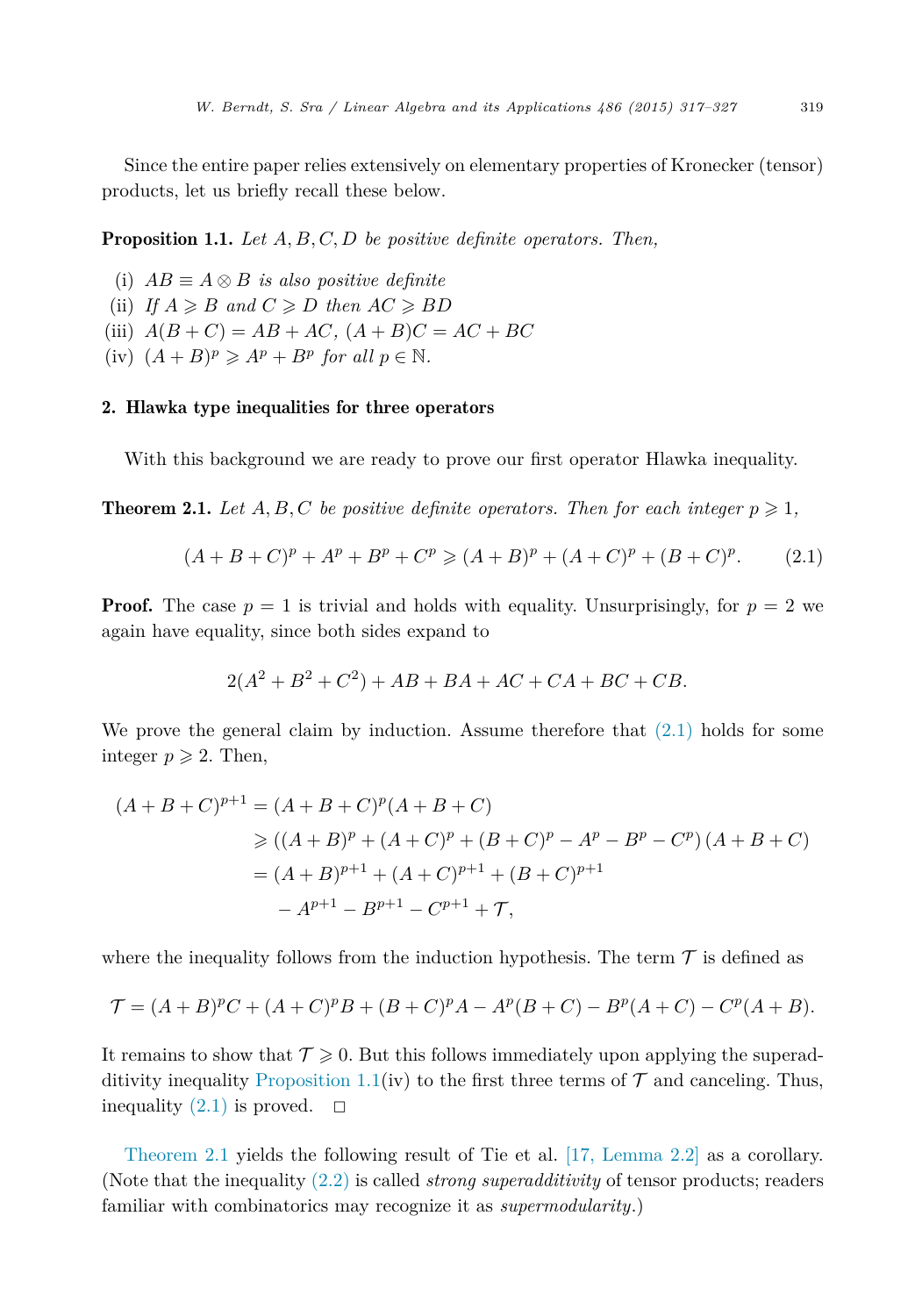Since the entire paper relies extensively on elementary properties of Kronecker (tensor) products, let us briefly recall these below.

**Proposition 1.1.** *Let $A, B, C, D$ be positive definite operators. Then,*

- (i) *$AB \equiv A \otimes B$ is also positive definite*
- (ii) *If $A \geqslant B$ and $C \geqslant D$ then $AC \geqslant BD$*
- (iii) *$A(B + C) = AB + AC$, $(A + B)C = AC + BC$*
- (iv) *$(A + B)^p \geqslant A^p + B^p$ for all $p \in \mathbb{N}$.*

## 2. Hlawka type inequalities for three operators

With this background we are ready to prove our first operator Hlawka inequality.

**Theorem 2.1.** *Let $A, B, C$ be positive definite operators. Then for each integer $p \geqslant 1$,*

$$(A + B + C)^p + A^p + B^p + C^p \geqslant (A + B)^p + (A + C)^p + (B + C)^p. \tag{2.1}$$

**Proof.** The case $p = 1$ is trivial and holds with equality. Unsurprisingly, for $p = 2$ we again have equality, since both sides expand to

$$2(A^2 + B^2 + C^2) + AB + BA + AC + CA + BC + CB.$$

We prove the general claim by induction. Assume therefore that (2.1) holds for some integer $p \geqslant 2$. Then,

$$\begin{aligned}
(A + B + C)^{p+1} &= (A + B + C)^p (A + B + C) \\
&\geqslant ((A + B)^p + (A + C)^p + (B + C)^p - A^p - B^p - C^p)(A + B + C) \\
&= (A + B)^{p+1} + (A + C)^{p+1} + (B + C)^{p+1} \\
&\quad - A^{p+1} - B^{p+1} - C^{p+1} + \mathcal{T},
\end{aligned}$$

where the inequality follows from the induction hypothesis. The term $\mathcal{T}$ is defined as

$$\mathcal{T} = (A + B)^p C + (A + C)^p B + (B + C)^p A - A^p (B + C) - B^p (A + C) - C^p (A + B).$$

It remains to show that $\mathcal{T} \geqslant 0$. But this follows immediately upon applying the superadditivity inequality Proposition 1.1(iv) to the first three terms of $\mathcal{T}$ and canceling. Thus, inequality (2.1) is proved. $\square$

Theorem 2.1 yields the following result of Tie et al. [17, Lemma 2.2] as a corollary. (Note that the inequality (2.2) is called *strong superadditivity* of tensor products; readers familiar with combinatorics may recognize it as *supermodularity*.)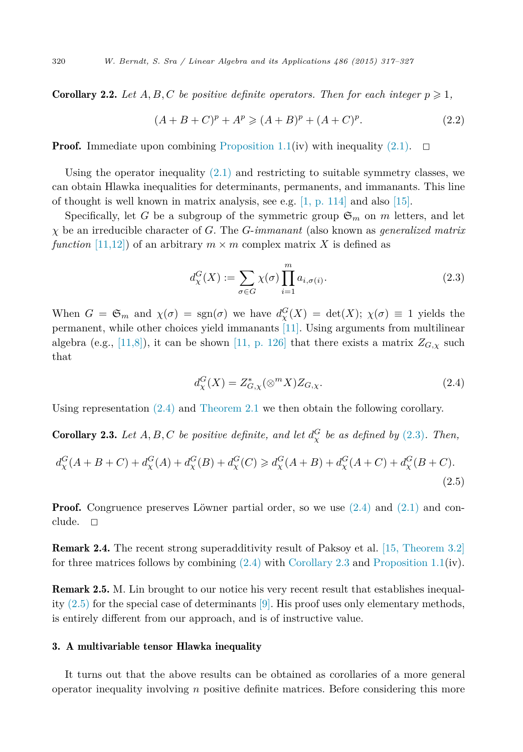**Corollary 2.2.** *Let $A, B, C$ be positive definite operators. Then for each integer $p \geqslant 1$,*

$$(A + B + C)^p + A^p \geqslant (A + B)^p + (A + C)^p. \tag{2.2}$$

**Proof.** Immediate upon combining Proposition 1.1(iv) with inequality (2.1). $\square$

Using the operator inequality (2.1) and restricting to suitable symmetry classes, we can obtain Hlawka inequalities for determinants, permanents, and immanants. This line of thought is well known in matrix analysis, see e.g. [1, p. 114] and also [15].

Specifically, let $G$ be a subgroup of the symmetric group $\mathfrak{S}_m$ on $m$ letters, and let $\chi$ be an irreducible character of $G$. The *G-immanant* (also known as *generalized matrix function* [11,12]) of an arbitrary $m \times m$ complex matrix $X$ is defined as

$$d_\chi^G(X) := \sum_{\sigma \in G} \chi(\sigma) \prod_{i=1}^{m} a_{i,\sigma(i)}. \tag{2.3}$$

When $G = \mathfrak{S}_m$ and $\chi(\sigma) = \operatorname{sgn}(\sigma)$ we have $d_\chi^G(X) = \det(X)$; $\chi(\sigma) \equiv 1$ yields the permanent, while other choices yield immanants [11]. Using arguments from multilinear algebra (e.g., [11,8]), it can be shown [11, p. 126] that there exists a matrix $Z_{G,\chi}$ such that

$$d_\chi^G(X) = Z_{G,\chi}^* (\otimes^m X) Z_{G,\chi}. \tag{2.4}$$

Using representation (2.4) and Theorem 2.1 we then obtain the following corollary.

**Corollary 2.3.** *Let $A, B, C$ be positive definite, and let $d_\chi^G$ be as defined by (2.3). Then,*

$$d_\chi^G(A + B + C) + d_\chi^G(A) + d_\chi^G(B) + d_\chi^G(C) \geqslant d_\chi^G(A + B) + d_\chi^G(A + C) + d_\chi^G(B + C). \tag{2.5}$$

**Proof.** Congruence preserves Löwner partial order, so we use (2.4) and (2.1) and conclude. $\square$

**Remark 2.4.** The recent strong superadditivity result of Paksoy et al. [15, Theorem 3.2] for three matrices follows by combining (2.4) with Corollary 2.3 and Proposition 1.1(iv).

**Remark 2.5.** M. Lin brought to our notice his very recent result that establishes inequality (2.5) for the special case of determinants [9]. His proof uses only elementary methods, is entirely different from our approach, and is of instructive value.

## 3. A multivariable tensor Hlawka inequality

It turns out that the above results can be obtained as corollaries of a more general operator inequality involving $n$ positive definite matrices. Before considering this more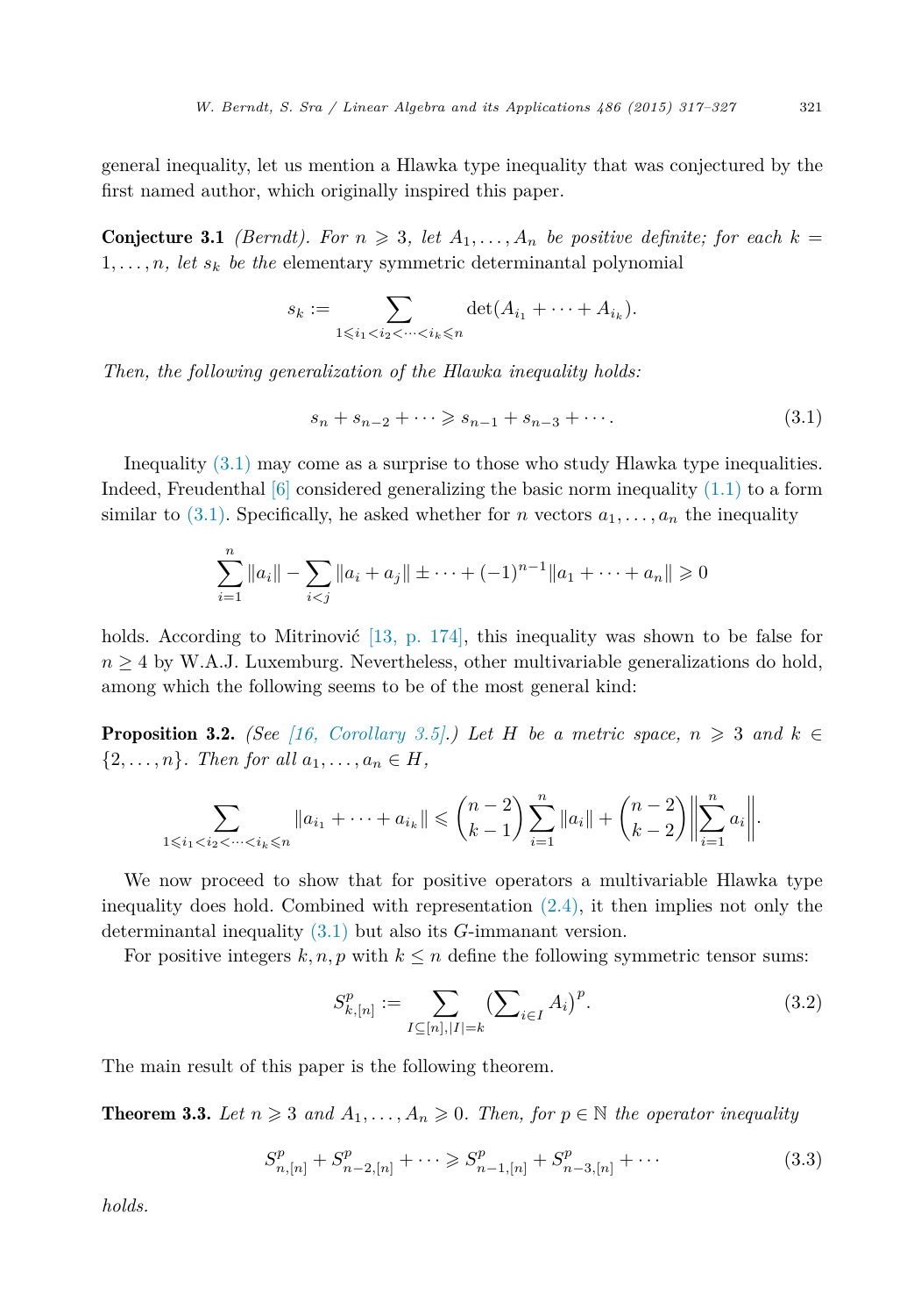general inequality, let us mention a Hlawka type inequality that was conjectured by the first named author, which originally inspired this paper.

**Conjecture 3.1** *(Berndt). For $n \geqslant 3$, let $A_1, \dots, A_n$ be positive definite; for each $k = 1, \dots, n$, let $s_k$ be the* elementary symmetric determinantal polynomial

$$s_k := \sum_{1 \leqslant i_1 < i_2 < \cdots < i_k \leqslant n} \det(A_{i_1} + \cdots + A_{i_k}).$$

*Then, the following generalization of the Hlawka inequality holds:*

$$s_n + s_{n-2} + \cdots \geqslant s_{n-1} + s_{n-3} + \cdots. \tag{3.1}$$

Inequality (3.1) may come as a surprise to those who study Hlawka type inequalities. Indeed, Freudenthal [6] considered generalizing the basic norm inequality (1.1) to a form similar to (3.1). Specifically, he asked whether for $n$ vectors $a_1, \dots, a_n$ the inequality

$$\sum_{i=1}^{n} \|a_i\| - \sum_{i<j} \|a_i + a_j\| \pm \cdots + (-1)^{n-1} \|a_1 + \cdots + a_n\| \geqslant 0$$

holds. According to Mitrinović [13, p. 174], this inequality was shown to be false for $n \geq 4$ by W.A.J. Luxemburg. Nevertheless, other multivariable generalizations do hold, among which the following seems to be of the most general kind:

**Proposition 3.2.** *(See [16, Corollary 3.5].) Let $H$ be a metric space, $n \geqslant 3$ and $k \in \{2, \dots, n\}$. Then for all $a_1, \dots, a_n \in H$,*

$$\sum_{1 \leqslant i_1 < i_2 < \cdots < i_k \leqslant n} \|a_{i_1} + \cdots + a_{i_k}\| \leqslant \binom{n-2}{k-1} \sum_{i=1}^{n} \|a_i\| + \binom{n-2}{k-2} \left\| \sum_{i=1}^{n} a_i \right\|.$$

We now proceed to show that for positive operators a multivariable Hlawka type inequality does hold. Combined with representation (2.4), it then implies not only the determinantal inequality (3.1) but also its $G$-immanant version.

For positive integers $k, n, p$ with $k \leq n$ define the following symmetric tensor sums:

$$S^p_{k,[n]} := \sum_{I \subseteq [n], |I| = k} \left(\sum\nolimits_{i \in I} A_i\right)^p. \tag{3.2}$$

The main result of this paper is the following theorem.

**Theorem 3.3.** *Let $n \geqslant 3$ and $A_1, \dots, A_n \geqslant 0$. Then, for $p \in \mathbb{N}$ the operator inequality*

$$S^p_{n,[n]} + S^p_{n-2,[n]} + \cdots \geqslant S^p_{n-1,[n]} + S^p_{n-3,[n]} + \cdots \tag{3.3}$$

*holds.*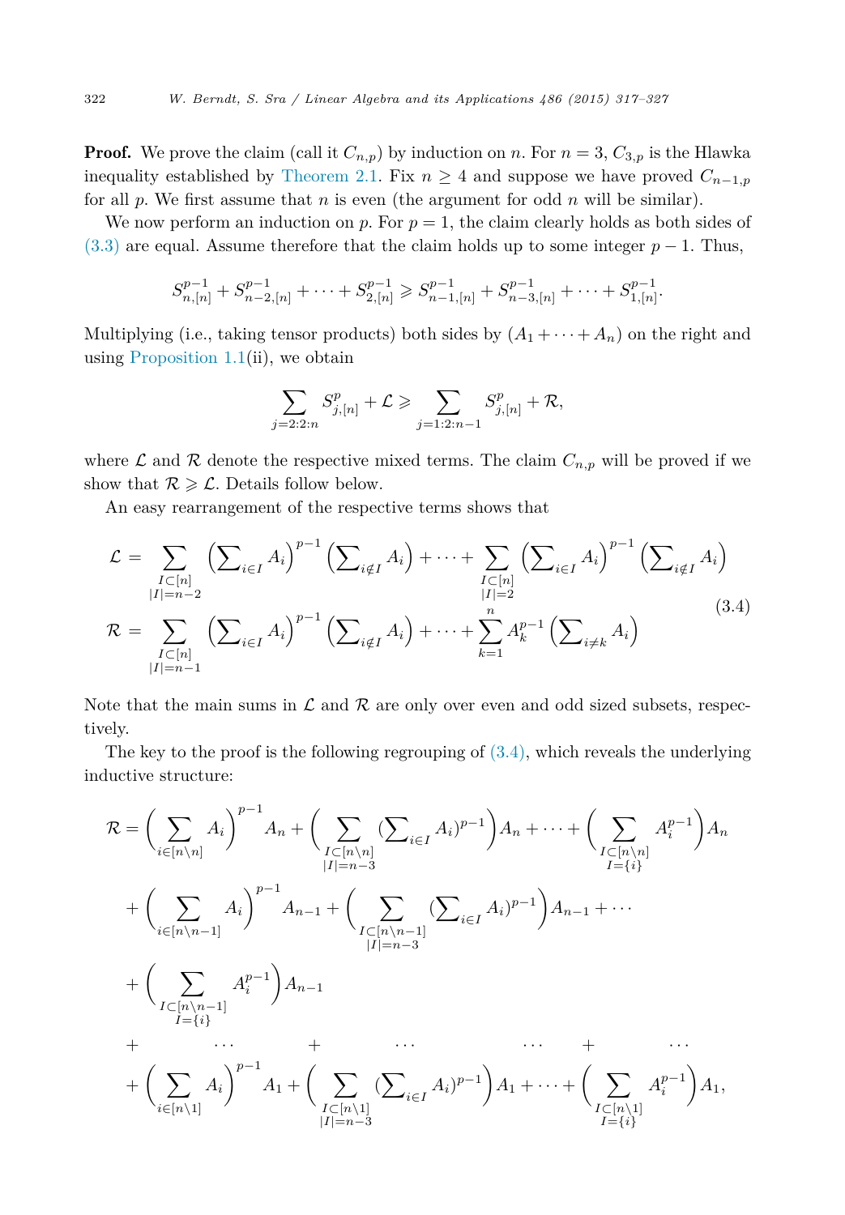**Proof.** We prove the claim (call it $C_{n,p}$) by induction on $n$. For $n = 3$, $C_{3,p}$ is the Hlawka inequality established by Theorem 2.1. Fix $n \geq 4$ and suppose we have proved $C_{n-1,p}$ for all $p$. We first assume that $n$ is even (the argument for odd $n$ will be similar).

We now perform an induction on $p$. For $p = 1$, the claim clearly holds as both sides of (3.3) are equal. Assume therefore that the claim holds up to some integer $p - 1$. Thus,

$$S^{p-1}_{n,[n]} + S^{p-1}_{n-2,[n]} + \cdots + S^{p-1}_{2,[n]} \geqslant S^{p-1}_{n-1,[n]} + S^{p-1}_{n-3,[n]} + \cdots + S^{p-1}_{1,[n]}.$$

Multiplying (i.e., taking tensor products) both sides by $(A_1 + \cdots + A_n)$ on the right and using Proposition 1.1(ii), we obtain

$$\sum_{j=2:2:n} S^p_{j,[n]} + \mathcal{L} \geqslant \sum_{j=1:2:n-1} S^p_{j,[n]} + \mathcal{R},$$

where $\mathcal{L}$ and $\mathcal{R}$ denote the respective mixed terms. The claim $C_{n,p}$ will be proved if we show that $\mathcal{R} \geqslant \mathcal{L}$. Details follow below.

An easy rearrangement of the respective terms shows that

$$\begin{aligned}
\mathcal{L} &= \sum_{\substack{I \subset [n] \\ |I| = n-2}} \Big(\sum\nolimits_{i \in I} A_i\Big)^{p-1} \Big(\sum\nolimits_{i \notin I} A_i\Big) + \cdots + \sum_{\substack{I \subset [n] \\ |I| = 2}} \Big(\sum\nolimits_{i \in I} A_i\Big)^{p-1} \Big(\sum\nolimits_{i \notin I} A_i\Big) \\
\mathcal{R} &= \sum_{\substack{I \subset [n] \\ |I| = n-1}} \Big(\sum\nolimits_{i \in I} A_i\Big)^{p-1} \Big(\sum\nolimits_{i \notin I} A_i\Big) + \cdots + \sum_{k=1}^{n} A_k^{p-1} \Big(\sum\nolimits_{i \neq k} A_i\Big)
\end{aligned} \tag{3.4}$$

Note that the main sums in $\mathcal{L}$ and $\mathcal{R}$ are only over even and odd sized subsets, respectively.

The key to the proof is the following regrouping of (3.4), which reveals the underlying inductive structure:

$$\begin{aligned}
\mathcal{R} = &\Big(\sum_{i \in [n \setminus n]} A_i\Big)^{p-1} A_n + \Big(\sum_{\substack{I \subset [n \setminus n] \\ |I| = n-3}} (\sum\nolimits_{i \in I} A_i)^{p-1}\Big) A_n + \cdots + \Big(\sum_{\substack{I \subset [n \setminus n] \\ I = \{i\}}} A_i^{p-1}\Big) A_n \\
&+ \Big(\sum_{i \in [n \setminus n-1]} A_i\Big)^{p-1} A_{n-1} + \Big(\sum_{\substack{I \subset [n \setminus n-1] \\ |I| = n-3}} (\sum\nolimits_{i \in I} A_i)^{p-1}\Big) A_{n-1} + \cdots \\
&+ \Big(\sum_{\substack{I \subset [n \setminus n-1] \\ I = \{i\}}} A_i^{p-1}\Big) A_{n-1} \\
&+ \quad \cdots \quad + \quad \cdots \quad \cdots \quad + \quad \cdots \\
&+ \Big(\sum_{i \in [n \setminus 1]} A_i\Big)^{p-1} A_1 + \Big(\sum_{\substack{I \subset [n \setminus 1] \\ |I| = n-3}} (\sum\nolimits_{i \in I} A_i)^{p-1}\Big) A_1 + \cdots + \Big(\sum_{\substack{I \subset [n \setminus 1] \\ I = \{i\}}} A_i^{p-1}\Big) A_1,
\end{aligned}$$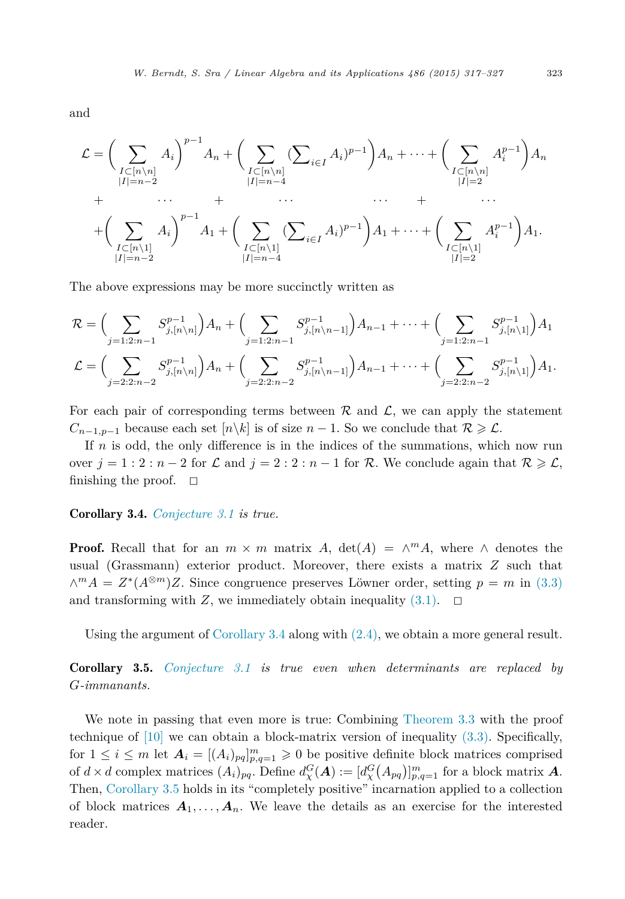and

$$
\begin{aligned}
\mathcal{L} = &\Big(\sum_{\substack{I\subset[n\setminus n]\\|I|=n-2}} A_i\Big)^{p-1} A_n + \Big(\sum_{\substack{I\subset[n\setminus n]\\|I|=n-4}} (\textstyle\sum_{i\in I} A_i)^{p-1}\Big) A_n + \cdots + \Big(\sum_{\substack{I\subset[n\setminus n]\\|I|=2}} A_i^{p-1}\Big) A_n \\
&+ \qquad \cdots \qquad + \qquad \cdots \qquad\qquad \cdots \qquad + \qquad \cdots \\
&+\Big(\sum_{\substack{I\subset[n\setminus 1]\\|I|=n-2}} A_i\Big)^{p-1} A_1 + \Big(\sum_{\substack{I\subset[n\setminus 1]\\|I|=n-4}} (\textstyle\sum_{i\in I} A_i)^{p-1}\Big) A_1 + \cdots + \Big(\sum_{\substack{I\subset[n\setminus 1]\\|I|=2}} A_i^{p-1}\Big) A_1.
\end{aligned}
$$

The above expressions may be more succinctly written as

$$
\begin{aligned}
\mathcal{R} &= \Big(\sum_{j=1:2:n-1} S^{p-1}_{j,[n\setminus n]}\Big) A_n + \Big(\sum_{j=1:2:n-1} S^{p-1}_{j,[n\setminus n-1]}\Big) A_{n-1} + \cdots + \Big(\sum_{j=1:2:n-1} S^{p-1}_{j,[n\setminus 1]}\Big) A_1 \\
\mathcal{L} &= \Big(\sum_{j=2:2:n-2} S^{p-1}_{j,[n\setminus n]}\Big) A_n + \Big(\sum_{j=2:2:n-2} S^{p-1}_{j,[n\setminus n-1]}\Big) A_{n-1} + \cdots + \Big(\sum_{j=2:2:n-2} S^{p-1}_{j,[n\setminus 1]}\Big) A_1.
\end{aligned}
$$

For each pair of corresponding terms between $\mathcal{R}$ and $\mathcal{L}$, we can apply the statement $C_{n-1,p-1}$ because each set $[n\setminus k]$ is of size $n-1$. So we conclude that $\mathcal{R} \geqslant \mathcal{L}$.

If $n$ is odd, the only difference is in the indices of the summations, which now run over $j = 1:2:n-2$ for $\mathcal{L}$ and $j = 2:2:n-1$ for $\mathcal{R}$. We conclude again that $\mathcal{R} \geqslant \mathcal{L}$, finishing the proof. $\square$

**Corollary 3.4.** *Conjecture 3.1 is true.*

**Proof.** Recall that for an $m \times m$ matrix $A$, $\det(A) = \wedge^m A$, where $\wedge$ denotes the usual (Grassmann) exterior product. Moreover, there exists a matrix $Z$ such that $\wedge^m A = Z^*(A^{\otimes m})Z$. Since congruence preserves Löwner order, setting $p = m$ in (3.3) and transforming with $Z$, we immediately obtain inequality (3.1). $\square$

Using the argument of Corollary 3.4 along with (2.4), we obtain a more general result.

**Corollary 3.5.** *Conjecture 3.1 is true even when determinants are replaced by G-immanants.*

We note in passing that even more is true: Combining Theorem 3.3 with the proof technique of [10] we can obtain a block-matrix version of inequality (3.3). Specifically, for $1 \le i \le m$ let $\boldsymbol{A}_i = [(A_i)_{pq}]_{p,q=1}^m \geqslant 0$ be positive definite block matrices comprised of $d \times d$ complex matrices $(A_i)_{pq}$. Define $d_\chi^G(\boldsymbol{A}) := [d_\chi^G(A_{pq})]_{p,q=1}^m$ for a block matrix $\boldsymbol{A}$. Then, Corollary 3.5 holds in its "completely positive" incarnation applied to a collection of block matrices $\boldsymbol{A}_1, \ldots, \boldsymbol{A}_n$. We leave the details as an exercise for the interested reader.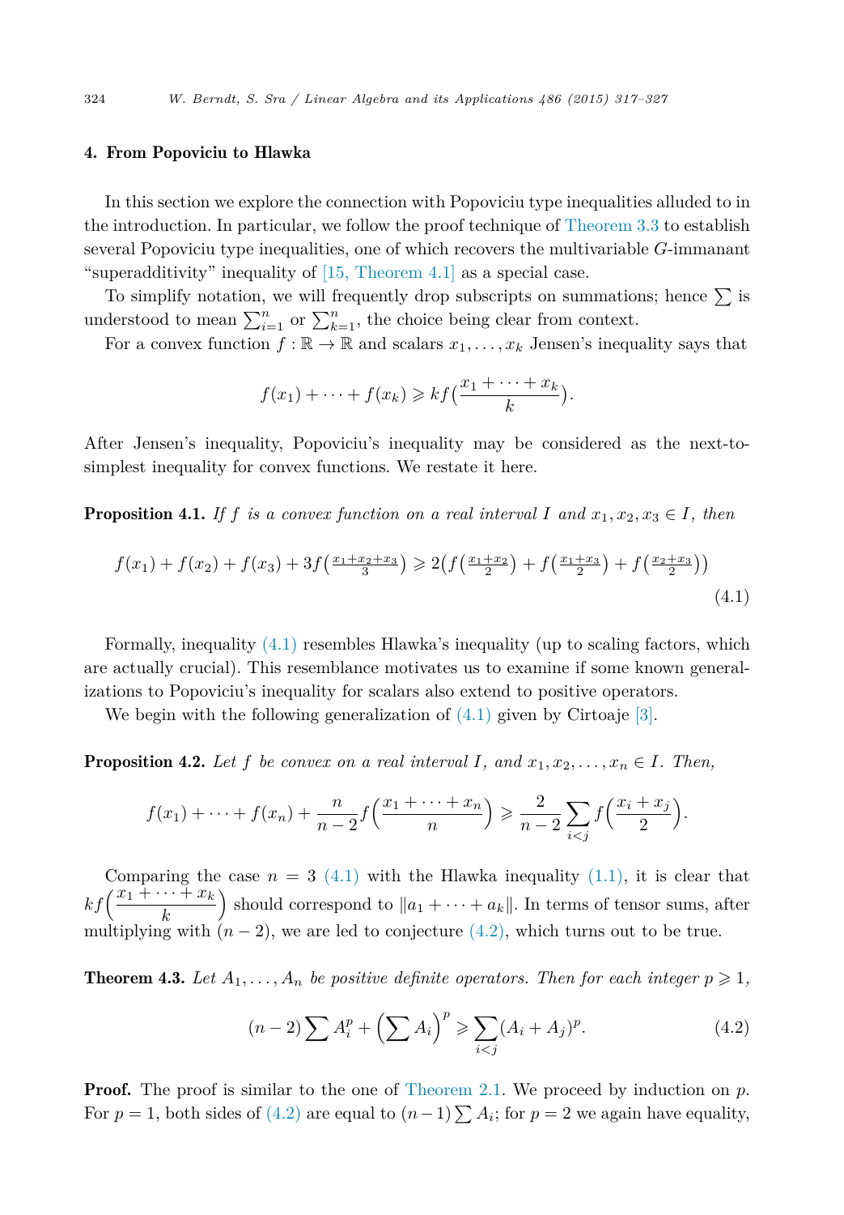## 4. From Popoviciu to Hlawka

In this section we explore the connection with Popoviciu type inequalities alluded to in the introduction. In particular, we follow the proof technique of Theorem 3.3 to establish several Popoviciu type inequalities, one of which recovers the multivariable $G$-immanant "superadditivity" inequality of [15, Theorem 4.1] as a special case.

To simplify notation, we will frequently drop subscripts on summations; hence $\sum$ is understood to mean $\sum_{i=1}^{n}$ or $\sum_{k=1}^{n}$, the choice being clear from context.

For a convex function $f : \mathbb{R} \to \mathbb{R}$ and scalars $x_1, \ldots, x_k$ Jensen's inequality says that

$$f(x_1) + \cdots + f(x_k) \geqslant k f\big(\frac{x_1 + \cdots + x_k}{k}\big).$$

After Jensen's inequality, Popoviciu's inequality may be considered as the next-to-simplest inequality for convex functions. We restate it here.

**Proposition 4.1.** *If $f$ is a convex function on a real interval $I$ and $x_1, x_2, x_3 \in I$, then*

$$f(x_1) + f(x_2) + f(x_3) + 3f\big(\tfrac{x_1+x_2+x_3}{3}\big) \geqslant 2\big(f\big(\tfrac{x_1+x_2}{2}\big) + f\big(\tfrac{x_1+x_3}{2}\big) + f\big(\tfrac{x_2+x_3}{2}\big)\big) \tag{4.1}$$

Formally, inequality (4.1) resembles Hlawka's inequality (up to scaling factors, which are actually crucial). This resemblance motivates us to examine if some known generalizations to Popoviciu's inequality for scalars also extend to positive operators.

We begin with the following generalization of (4.1) given by Cirtoaje [3].

**Proposition 4.2.** *Let $f$ be convex on a real interval $I$, and $x_1, x_2, \ldots, x_n \in I$. Then,*

$$f(x_1) + \cdots + f(x_n) + \frac{n}{n-2} f\Big(\frac{x_1 + \cdots + x_n}{n}\Big) \geqslant \frac{2}{n-2} \sum_{i<j} f\Big(\frac{x_i + x_j}{2}\Big).$$

Comparing the case $n = 3$ (4.1) with the Hlawka inequality (1.1), it is clear that $kf\Big(\dfrac{x_1 + \cdots + x_k}{k}\Big)$ should correspond to $\|a_1 + \cdots + a_k\|$. In terms of tensor sums, after multiplying with $(n-2)$, we are led to conjecture (4.2), which turns out to be true.

**Theorem 4.3.** *Let $A_1, \ldots, A_n$ be positive definite operators. Then for each integer $p \geqslant 1$,*

$$(n-2)\sum A_i^p + \Big(\sum A_i\Big)^p \geqslant \sum_{i<j} (A_i + A_j)^p. \tag{4.2}$$

**Proof.** The proof is similar to the one of Theorem 2.1. We proceed by induction on $p$. For $p = 1$, both sides of (4.2) are equal to $(n-1)\sum A_i$; for $p = 2$ we again have equality,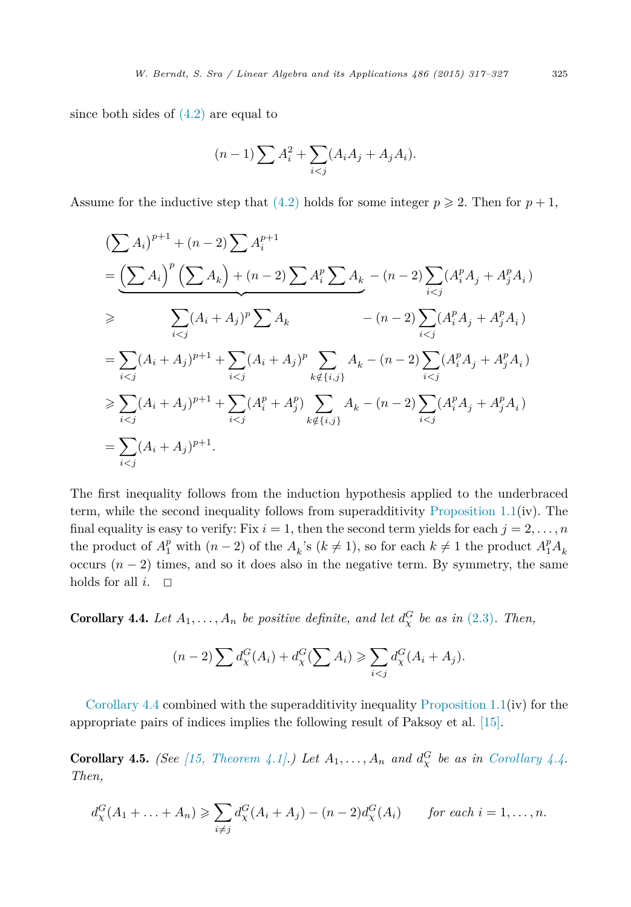since both sides of (4.2) are equal to

$$(n-1)\sum A_i^2 + \sum_{i<j}(A_iA_j + A_jA_i).$$

Assume for the inductive step that (4.2) holds for some integer $p \geqslant 2$. Then for $p+1$,

$$
\begin{aligned}
&\left(\sum A_i\right)^{p+1} + (n-2)\sum A_i^{p+1} \\
&= \underbrace{\left(\sum A_i\right)^p \left(\sum A_k\right) + (n-2)\sum A_i^p \sum A_k} - (n-2)\sum_{i<j}(A_i^pA_j + A_j^pA_i) \\
&\geqslant \qquad \sum_{i<j}(A_i+A_j)^p \sum A_k \qquad\qquad - (n-2)\sum_{i<j}(A_i^pA_j + A_j^pA_i) \\
&= \sum_{i<j}(A_i+A_j)^{p+1} + \sum_{i<j}(A_i+A_j)^p \sum_{k\notin\{i,j\}} A_k - (n-2)\sum_{i<j}(A_i^pA_j + A_j^pA_i) \\
&\geqslant \sum_{i<j}(A_i+A_j)^{p+1} + \sum_{i<j}(A_i^p+A_j^p) \sum_{k\notin\{i,j\}} A_k - (n-2)\sum_{i<j}(A_i^pA_j + A_j^pA_i) \\
&= \sum_{i<j}(A_i+A_j)^{p+1}.
\end{aligned}
$$

The first inequality follows from the induction hypothesis applied to the underbraced term, while the second inequality follows from superadditivity Proposition 1.1(iv). The final equality is easy to verify: Fix $i=1$, then the second term yields for each $j=2,\dots,n$ the product of $A_1^p$ with $(n-2)$ of the $A_k$'s ($k \neq 1$), so for each $k \neq 1$ the product $A_1^pA_k$ occurs $(n-2)$ times, and so it does also in the negative term. By symmetry, the same holds for all $i$. $\square$

**Corollary 4.4.** *Let $A_1,\dots,A_n$ be positive definite, and let $d_\chi^G$ be as in (2.3). Then,*

$$(n-2)\sum d_\chi^G(A_i) + d_\chi^G\left(\sum A_i\right) \geqslant \sum_{i<j} d_\chi^G(A_i+A_j).$$

Corollary 4.4 combined with the superadditivity inequality Proposition 1.1(iv) for the appropriate pairs of indices implies the following result of Paksoy et al. [15].

**Corollary 4.5.** *(See [15, Theorem 4.1].) Let $A_1,\dots,A_n$ and $d_\chi^G$ be as in Corollary 4.4. Then,*

$$d_\chi^G(A_1+\ldots+A_n) \geqslant \sum_{i\neq j} d_\chi^G(A_i+A_j) - (n-2)d_\chi^G(A_i) \qquad \textit{for each } i=1,\dots,n.$$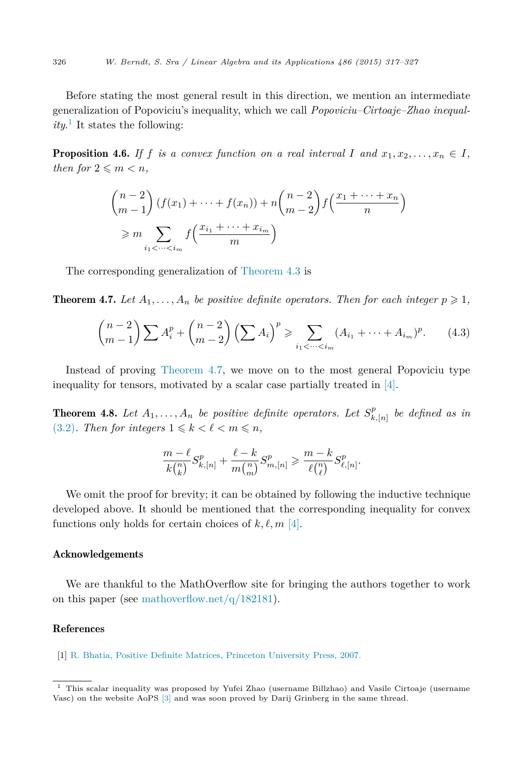Before stating the most general result in this direction, we mention an intermediate generalization of Popoviciu's inequality, which we call *Popoviciu–Cirtoaje–Zhao inequality*.[1] It states the following:

**Proposition 4.6.** *If $f$ is a convex function on a real interval $I$ and $x_1, x_2, \dots, x_n \in I$, then for $2 \leqslant m < n$,*

$$\binom{n-2}{m-1}\left(f(x_1) + \cdots + f(x_n)\right) + n\binom{n-2}{m-2} f\Big(\frac{x_1 + \cdots + x_n}{n}\Big)$$
$$\geqslant m \sum_{i_1 < \cdots < i_m} f\Big(\frac{x_{i_1} + \cdots + x_{i_m}}{m}\Big)$$

The corresponding generalization of Theorem 4.3 is

**Theorem 4.7.** *Let $A_1, \dots, A_n$ be positive definite operators. Then for each integer $p \geqslant 1$,*

$$\binom{n-2}{m-1} \sum A_i^p + \binom{n-2}{m-2} \left(\sum A_i\right)^p \geqslant \sum_{i_1 < \cdots < i_m} (A_{i_1} + \cdots + A_{i_m})^p. \tag{4.3}$$

Instead of proving Theorem 4.7, we move on to the most general Popoviciu type inequality for tensors, motivated by a scalar case partially treated in [4].

**Theorem 4.8.** *Let $A_1, \dots, A_n$ be positive definite operators. Let $S^p_{k,[n]}$ be defined as in (3.2). Then for integers $1 \leqslant k < \ell < m \leqslant n$,*

$$\frac{m-\ell}{k\binom{n}{k}} S^p_{k,[n]} + \frac{\ell-k}{m\binom{n}{m}} S^p_{m,[n]} \geqslant \frac{m-k}{\ell\binom{n}{\ell}} S^p_{\ell,[n]}.$$

We omit the proof for brevity; it can be obtained by following the inductive technique developed above. It should be mentioned that the corresponding inequality for convex functions only holds for certain choices of $k, \ell, m$ [4].

## Acknowledgements

We are thankful to the MathOverflow site for bringing the authors together to work on this paper (see mathoverflow.net/q/182181).

## References

[1] R. Bhatia, Positive Definite Matrices, Princeton University Press, 2007.

---

[1] This scalar inequality was proposed by Yufei Zhao (username Billzhao) and Vasile Cirtoaje (username Vasc) on the website AoPS [3] and was soon proved by Darij Grinberg in the same thread.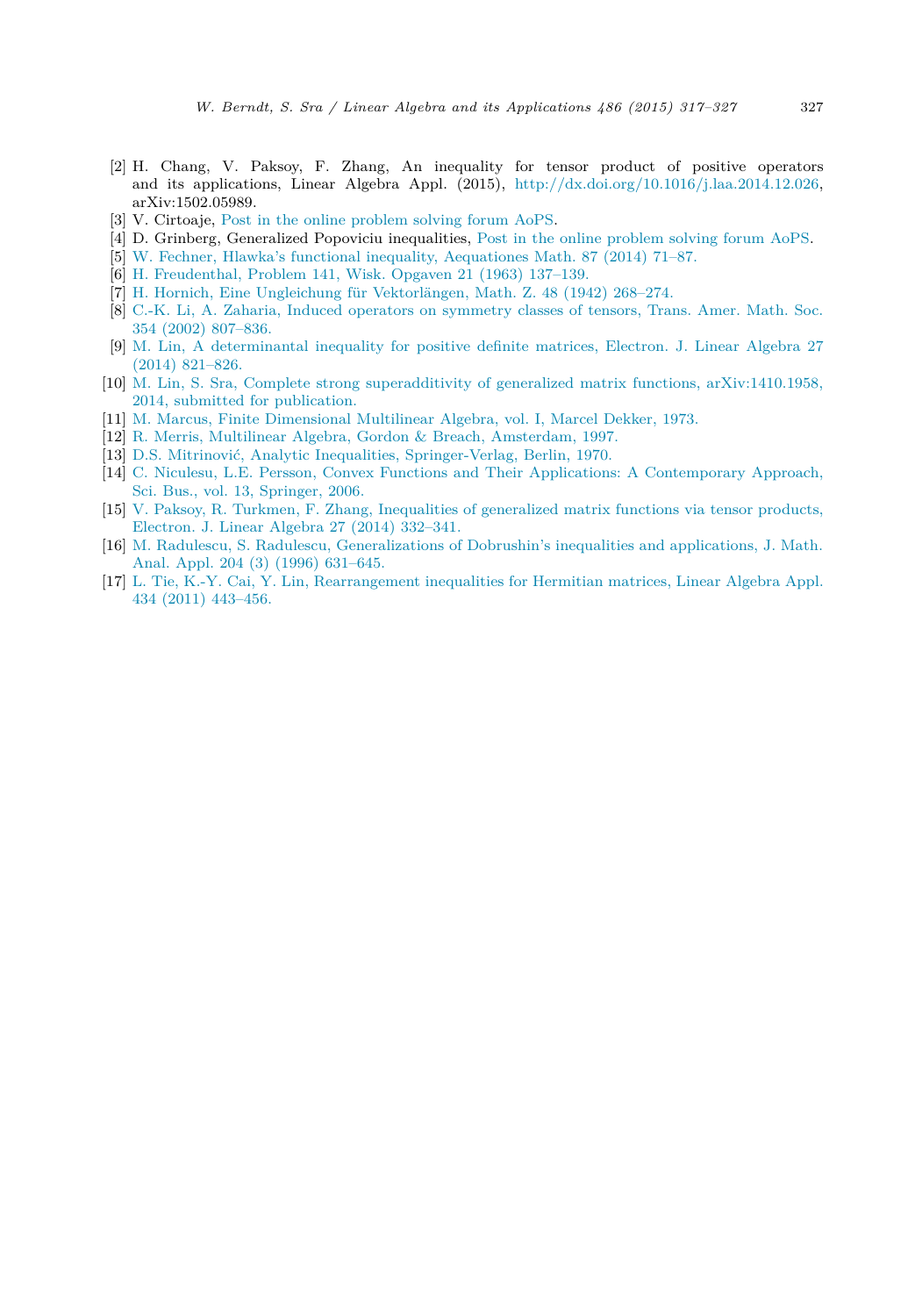[2] H. Chang, V. Paksoy, F. Zhang, An inequality for tensor product of positive operators and its applications, Linear Algebra Appl. (2015), http://dx.doi.org/10.1016/j.laa.2014.12.026, arXiv:1502.05989.

[3] V. Cirtoaje, Post in the online problem solving forum AoPS.

[4] D. Grinberg, Generalized Popoviciu inequalities, Post in the online problem solving forum AoPS.

[5] W. Fechner, Hlawka's functional inequality, Aequationes Math. 87 (2014) 71–87.

[6] H. Freudenthal, Problem 141, Wisk. Opgaven 21 (1963) 137–139.

[7] H. Hornich, Eine Ungleichung für Vektorlängen, Math. Z. 48 (1942) 268–274.

[8] C.-K. Li, A. Zaharia, Induced operators on symmetry classes of tensors, Trans. Amer. Math. Soc. 354 (2002) 807–836.

[9] M. Lin, A determinantal inequality for positive definite matrices, Electron. J. Linear Algebra 27 (2014) 821–826.

[10] M. Lin, S. Sra, Complete strong superadditivity of generalized matrix functions, arXiv:1410.1958, 2014, submitted for publication.

[11] M. Marcus, Finite Dimensional Multilinear Algebra, vol. I, Marcel Dekker, 1973.

[12] R. Merris, Multilinear Algebra, Gordon & Breach, Amsterdam, 1997.

[13] D.S. Mitrinović, Analytic Inequalities, Springer-Verlag, Berlin, 1970.

[14] C. Niculesu, L.E. Persson, Convex Functions and Their Applications: A Contemporary Approach, Sci. Bus., vol. 13, Springer, 2006.

[15] V. Paksoy, R. Turkmen, F. Zhang, Inequalities of generalized matrix functions via tensor products, Electron. J. Linear Algebra 27 (2014) 332–341.

[16] M. Radulescu, S. Radulescu, Generalizations of Dobrushin's inequalities and applications, J. Math. Anal. Appl. 204 (3) (1996) 631–645.

[17] L. Tie, K.-Y. Cai, Y. Lin, Rearrangement inequalities for Hermitian matrices, Linear Algebra Appl. 434 (2011) 443–456.